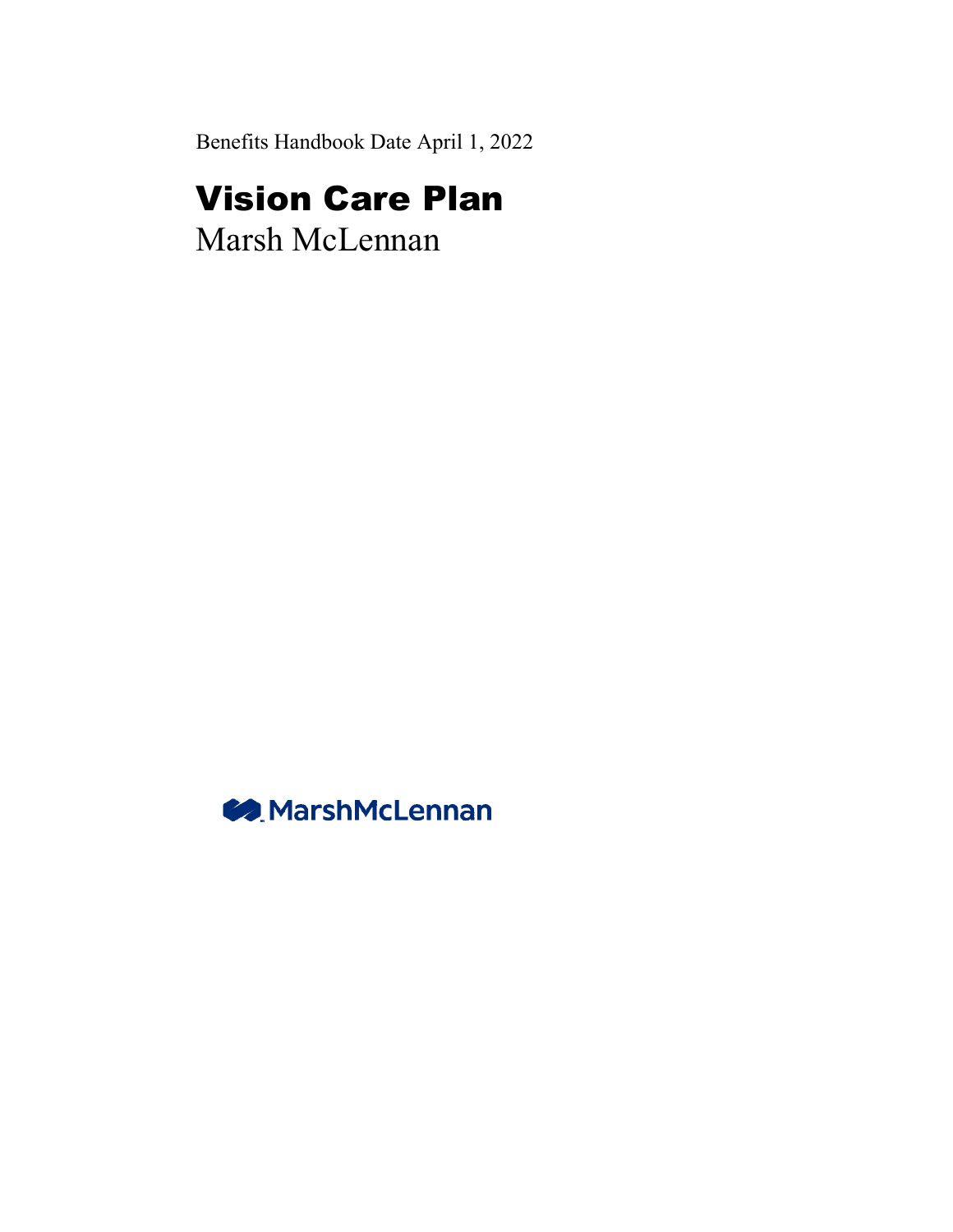Benefits Handbook Date April 1, 2022

# Vision Care Plan

Marsh McLennan

MarshMcLennan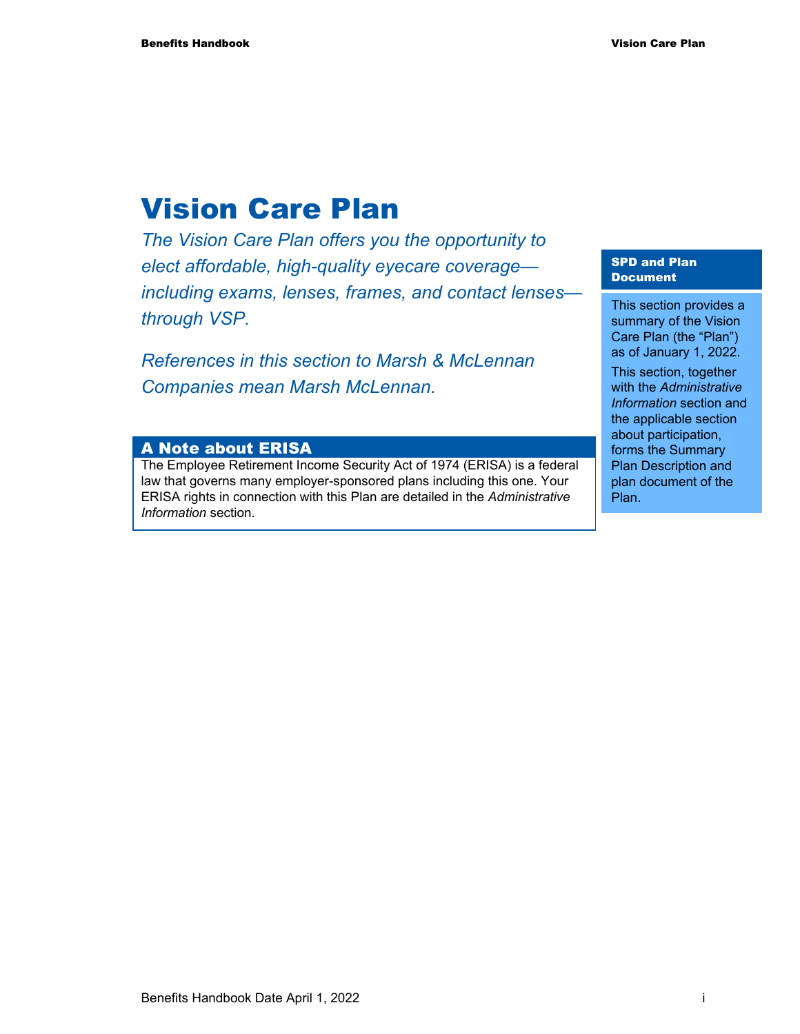# Vision Care Plan

*The Vision Care Plan offers you the opportunity to elect affordable, high-quality eyecare coverage—including exams, lenses, frames, and contact lenses—through VSP.*

*References in this section to Marsh & McLennan Companies mean Marsh McLennan.*

## A Note about ERISA

The Employee Retirement Income Security Act of 1974 (ERISA) is a federal law that governs many employer-sponsored plans including this one. Your ERISA rights in connection with this Plan are detailed in the *Administrative Information* section.

**SPD and Plan Document**

This section provides a summary of the Vision Care Plan (the "Plan") as of January 1, 2022.

This section, together with the *Administrative Information* section and the applicable section about participation, forms the Summary Plan Description and plan document of the Plan.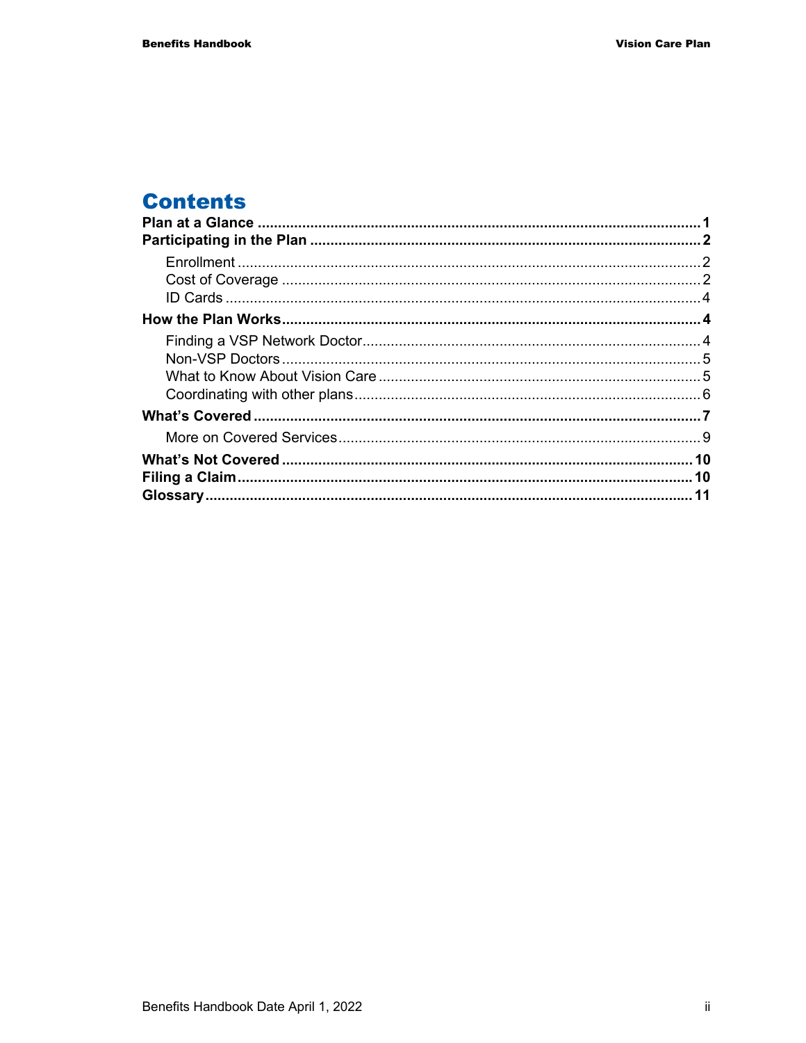# Contents

**Plan at a Glance** ........................................ **1**

**Participating in the Plan** ........................................ **2**

- Enrollment ........................................ 2
- Cost of Coverage ........................................ 2
- ID Cards ........................................ 4

**How the Plan Works** ........................................ **4**

- Finding a VSP Network Doctor ........................................ 4
- Non-VSP Doctors ........................................ 5
- What to Know About Vision Care ........................................ 5
- Coordinating with other plans ........................................ 6

**What's Covered** ........................................ **7**

- More on Covered Services ........................................ 9

**What's Not Covered** ........................................ **10**

**Filing a Claim** ........................................ **10**

**Glossary** ........................................ **11**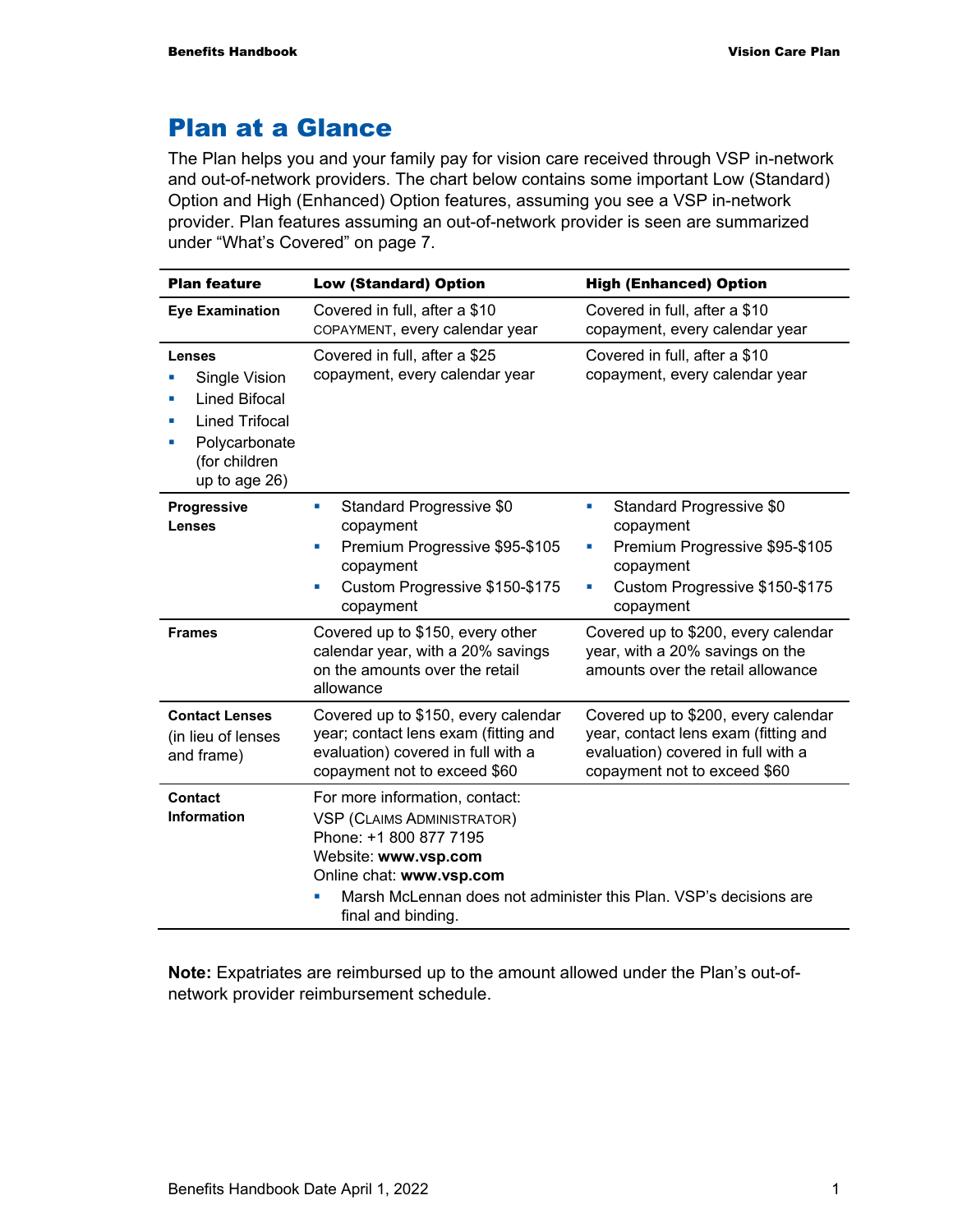# Plan at a Glance

The Plan helps you and your family pay for vision care received through VSP in-network and out-of-network providers. The chart below contains some important Low (Standard) Option and High (Enhanced) Option features, assuming you see a VSP in-network provider. Plan features assuming an out-of-network provider is seen are summarized under "What's Covered" on page 7.

| Plan feature | Low (Standard) Option | High (Enhanced) Option |
|---|---|---|
| **Eye Examination** | Covered in full, after a $10 COPAYMENT, every calendar year | Covered in full, after a $10 copayment, every calendar year |
| **Lenses**<br>▪ Single Vision<br>▪ Lined Bifocal<br>▪ Lined Trifocal<br>▪ Polycarbonate (for children up to age 26) | Covered in full, after a $25 copayment, every calendar year | Covered in full, after a $10 copayment, every calendar year |
| **Progressive Lenses** | ▪ Standard Progressive $0 copayment<br>▪ Premium Progressive $95-$105 copayment<br>▪ Custom Progressive $150-$175 copayment | ▪ Standard Progressive $0 copayment<br>▪ Premium Progressive $95-$105 copayment<br>▪ Custom Progressive $150-$175 copayment |
| **Frames** | Covered up to $150, every other calendar year, with a 20% savings on the amounts over the retail allowance | Covered up to $200, every calendar year, with a 20% savings on the amounts over the retail allowance |
| **Contact Lenses** (in lieu of lenses and frame) | Covered up to $150, every calendar year; contact lens exam (fitting and evaluation) covered in full with a copayment not to exceed $60 | Covered up to $200, every calendar year, contact lens exam (fitting and evaluation) covered in full with a copayment not to exceed $60 |
| **Contact Information** | For more information, contact:<br>VSP (CLAIMS ADMINISTRATOR)<br>Phone: +1 800 877 7195<br>Website: **www.vsp.com**<br>Online chat: **www.vsp.com**<br>▪ Marsh McLennan does not administer this Plan. VSP's decisions are final and binding. | |

**Note:** Expatriates are reimbursed up to the amount allowed under the Plan's out-of-network provider reimbursement schedule.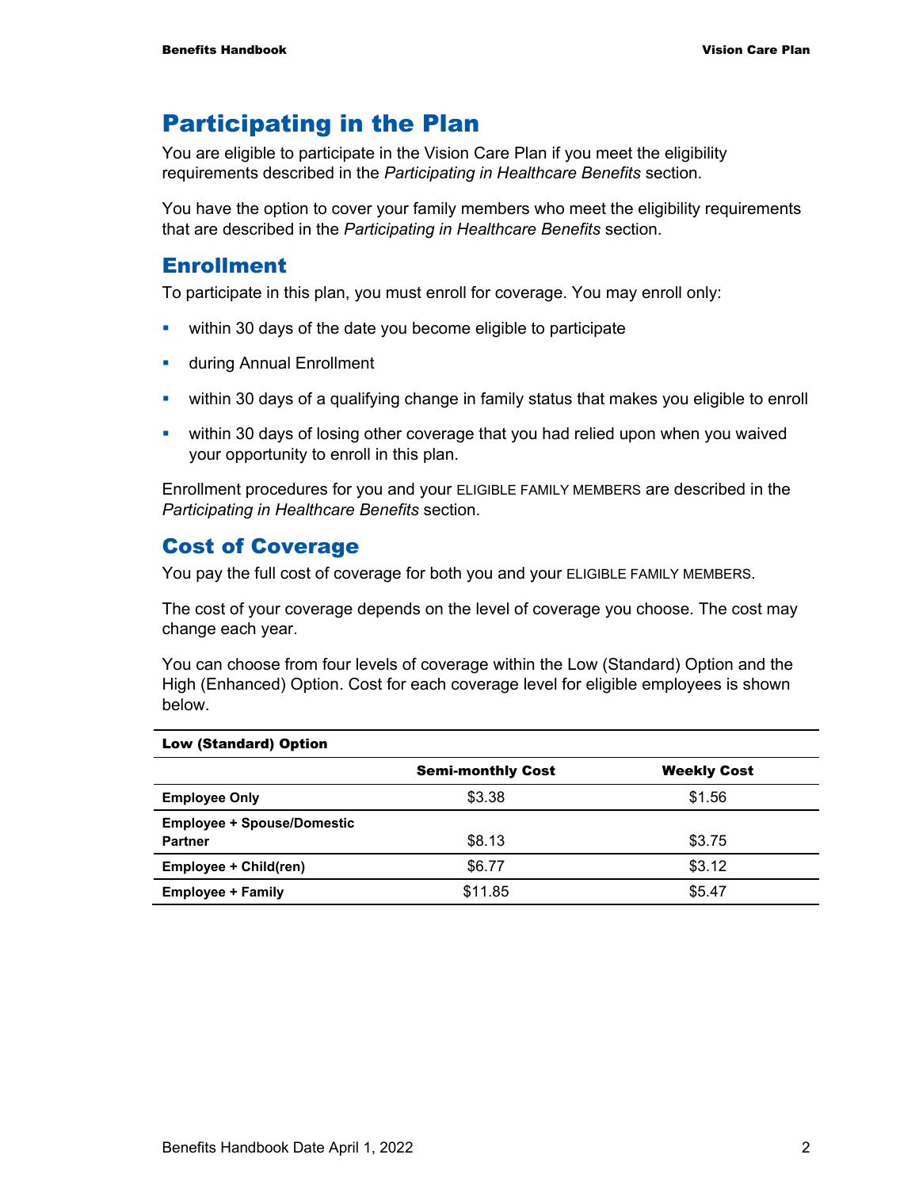# Participating in the Plan

You are eligible to participate in the Vision Care Plan if you meet the eligibility requirements described in the *Participating in Healthcare Benefits* section.

You have the option to cover your family members who meet the eligibility requirements that are described in the *Participating in Healthcare Benefits* section.

## Enrollment

To participate in this plan, you must enroll for coverage. You may enroll only:

- within 30 days of the date you become eligible to participate
- during Annual Enrollment
- within 30 days of a qualifying change in family status that makes you eligible to enroll
- within 30 days of losing other coverage that you had relied upon when you waived your opportunity to enroll in this plan.

Enrollment procedures for you and your ELIGIBLE FAMILY MEMBERS are described in the *Participating in Healthcare Benefits* section.

## Cost of Coverage

You pay the full cost of coverage for both you and your ELIGIBLE FAMILY MEMBERS.

The cost of your coverage depends on the level of coverage you choose. The cost may change each year.

You can choose from four levels of coverage within the Low (Standard) Option and the High (Enhanced) Option. Cost for each coverage level for eligible employees is shown below.

| **Low (Standard) Option** | | |
|---|---|---|
| | **Semi-monthly Cost** | **Weekly Cost** |
| **Employee Only** | $3.38 | $1.56 |
| **Employee + Spouse/Domestic Partner** | $8.13 | $3.75 |
| **Employee + Child(ren)** | $6.77 | $3.12 |
| **Employee + Family** | $11.85 | $5.47 |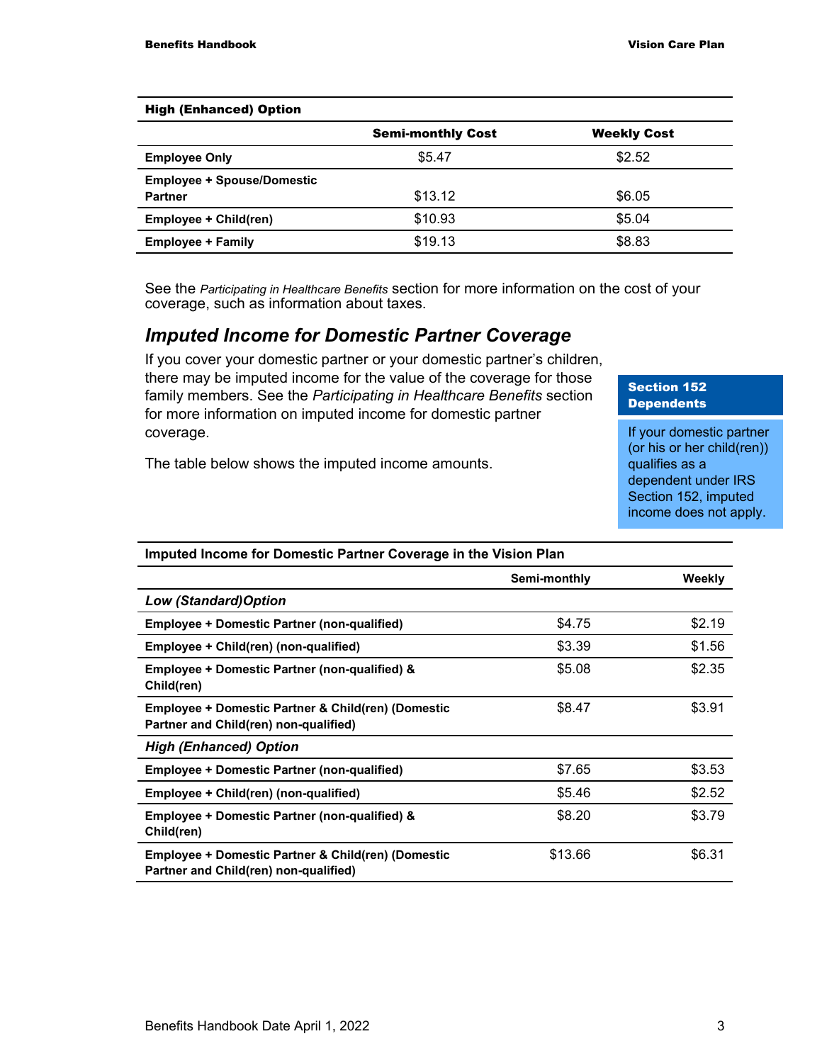| High (Enhanced) Option | | |
|---|---|---|
| | **Semi-monthly Cost** | **Weekly Cost** |
| **Employee Only** | $5.47 | $2.52 |
| **Employee + Spouse/Domestic Partner** | $13.12 | $6.05 |
| **Employee + Child(ren)** | $10.93 | $5.04 |
| **Employee + Family** | $19.13 | $8.83 |

See the *Participating in Healthcare Benefits* section for more information on the cost of your coverage, such as information about taxes.

## *Imputed Income for Domestic Partner Coverage*

If you cover your domestic partner or your domestic partner's children, there may be imputed income for the value of the coverage for those family members. See the *Participating in Healthcare Benefits* section for more information on imputed income for domestic partner coverage.

> **Section 152 Dependents**
>
> If your domestic partner (or his or her child(ren)) qualifies as a dependent under IRS Section 152, imputed income does not apply.

The table below shows the imputed income amounts.

| Imputed Income for Domestic Partner Coverage in the Vision Plan | | |
|---|---|---|
| | **Semi-monthly** | **Weekly** |
| ***Low (Standard)Option*** | | |
| **Employee + Domestic Partner (non-qualified)** | $4.75 | $2.19 |
| **Employee + Child(ren) (non-qualified)** | $3.39 | $1.56 |
| **Employee + Domestic Partner (non-qualified) & Child(ren)** | $5.08 | $2.35 |
| **Employee + Domestic Partner & Child(ren) (Domestic Partner and Child(ren) non-qualified)** | $8.47 | $3.91 |
| ***High (Enhanced) Option*** | | |
| **Employee + Domestic Partner (non-qualified)** | $7.65 | $3.53 |
| **Employee + Child(ren) (non-qualified)** | $5.46 | $2.52 |
| **Employee + Domestic Partner (non-qualified) & Child(ren)** | $8.20 | $3.79 |
| **Employee + Domestic Partner & Child(ren) (Domestic Partner and Child(ren) non-qualified)** | $13.66 | $6.31 |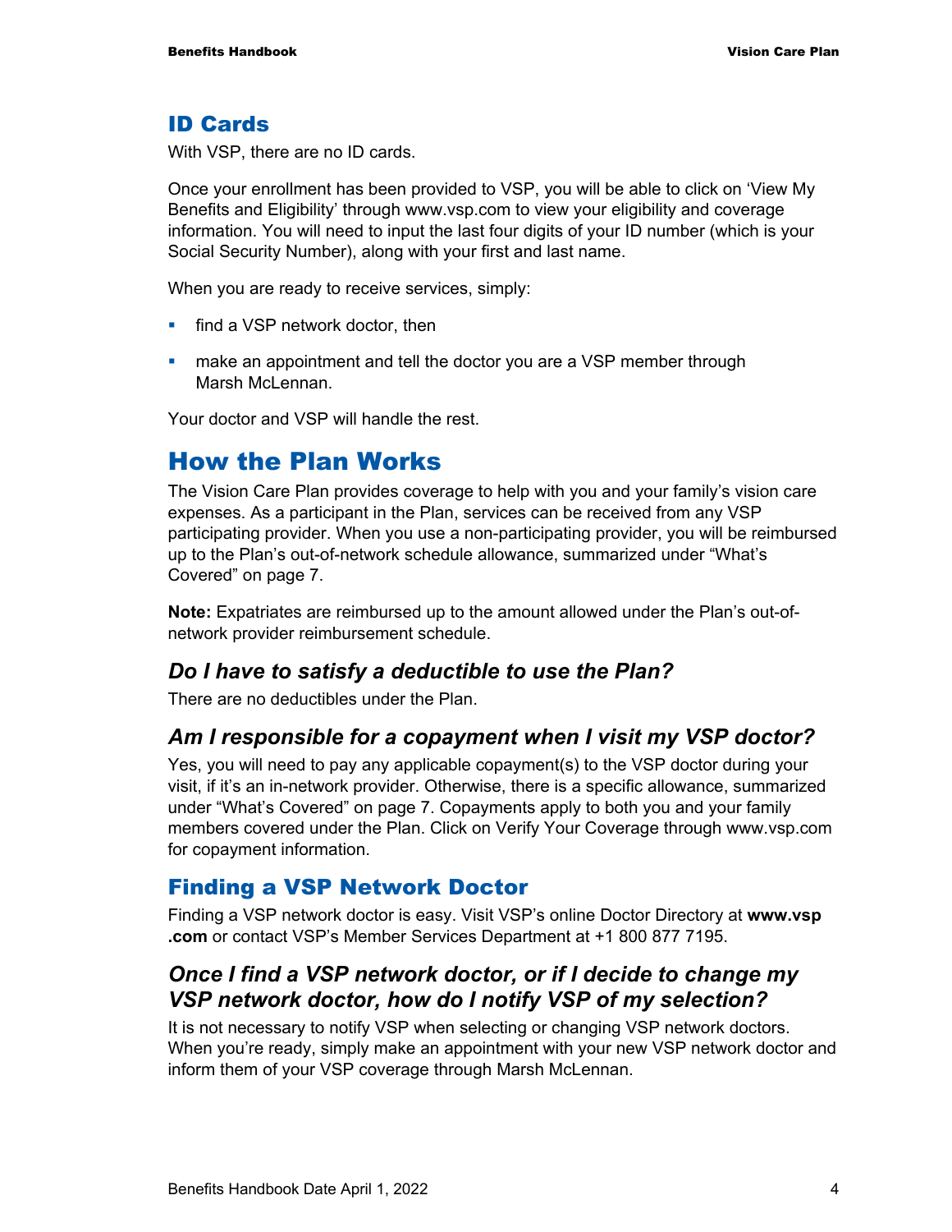## ID Cards

With VSP, there are no ID cards.

Once your enrollment has been provided to VSP, you will be able to click on 'View My Benefits and Eligibility' through www.vsp.com to view your eligibility and coverage information. You will need to input the last four digits of your ID number (which is your Social Security Number), along with your first and last name.

When you are ready to receive services, simply:

- find a VSP network doctor, then
- make an appointment and tell the doctor you are a VSP member through Marsh McLennan.

Your doctor and VSP will handle the rest.

# How the Plan Works

The Vision Care Plan provides coverage to help with you and your family's vision care expenses. As a participant in the Plan, services can be received from any VSP participating provider. When you use a non-participating provider, you will be reimbursed up to the Plan's out-of-network schedule allowance, summarized under "What's Covered" on page 7.

**Note:** Expatriates are reimbursed up to the amount allowed under the Plan's out-of-network provider reimbursement schedule.

### *Do I have to satisfy a deductible to use the Plan?*

There are no deductibles under the Plan.

### *Am I responsible for a copayment when I visit my VSP doctor?*

Yes, you will need to pay any applicable copayment(s) to the VSP doctor during your visit, if it's an in-network provider. Otherwise, there is a specific allowance, summarized under "What's Covered" on page 7. Copayments apply to both you and your family members covered under the Plan. Click on Verify Your Coverage through www.vsp.com for copayment information.

## Finding a VSP Network Doctor

Finding a VSP network doctor is easy. Visit VSP's online Doctor Directory at **www.vsp.com** or contact VSP's Member Services Department at +1 800 877 7195.

### *Once I find a VSP network doctor, or if I decide to change my VSP network doctor, how do I notify VSP of my selection?*

It is not necessary to notify VSP when selecting or changing VSP network doctors. When you're ready, simply make an appointment with your new VSP network doctor and inform them of your VSP coverage through Marsh McLennan.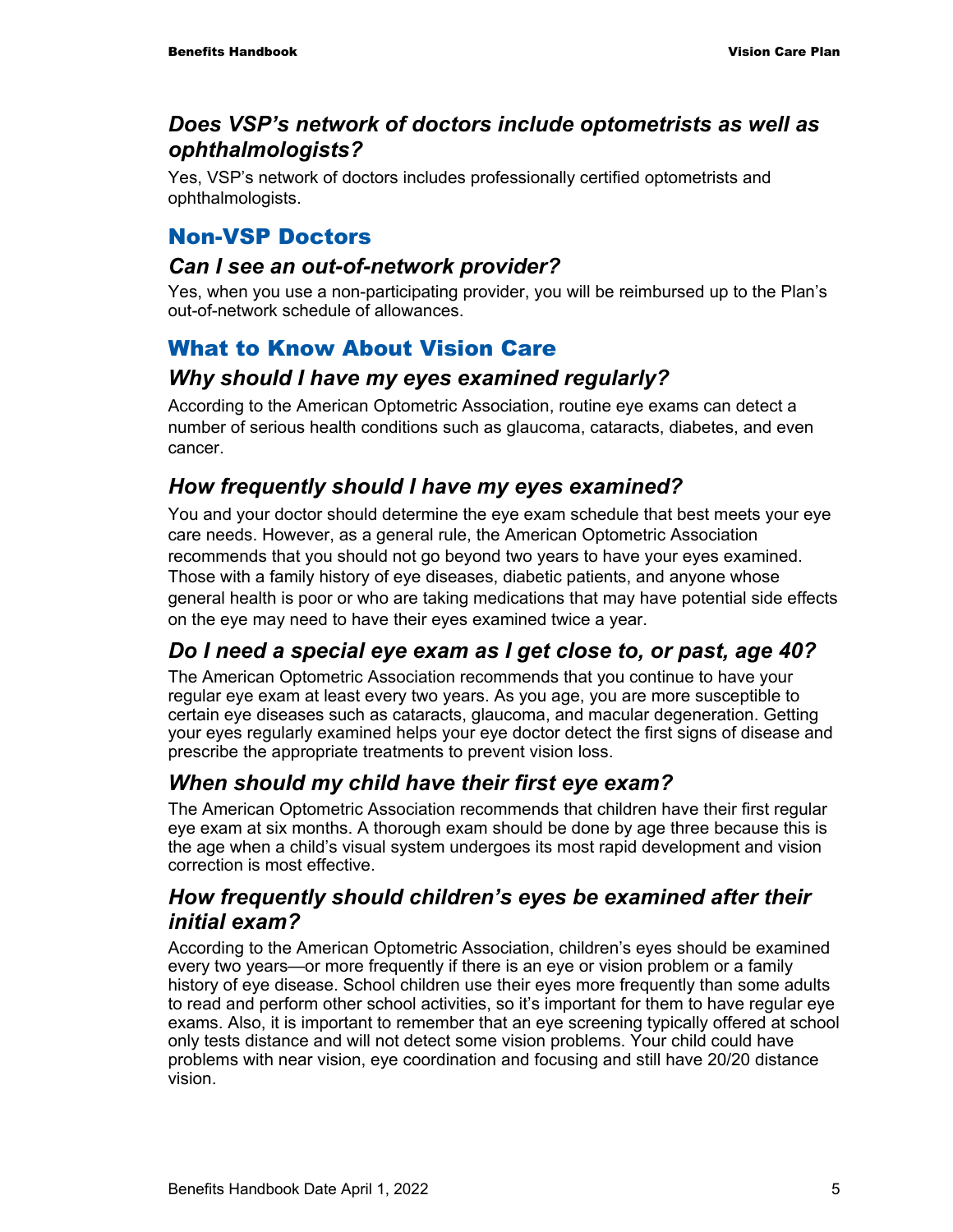### *Does VSP's network of doctors include optometrists as well as ophthalmologists?*

Yes, VSP's network of doctors includes professionally certified optometrists and ophthalmologists.

## Non-VSP Doctors

### *Can I see an out-of-network provider?*

Yes, when you use a non-participating provider, you will be reimbursed up to the Plan's out-of-network schedule of allowances.

## What to Know About Vision Care

### *Why should I have my eyes examined regularly?*

According to the American Optometric Association, routine eye exams can detect a number of serious health conditions such as glaucoma, cataracts, diabetes, and even cancer.

### *How frequently should I have my eyes examined?*

You and your doctor should determine the eye exam schedule that best meets your eye care needs. However, as a general rule, the American Optometric Association recommends that you should not go beyond two years to have your eyes examined. Those with a family history of eye diseases, diabetic patients, and anyone whose general health is poor or who are taking medications that may have potential side effects on the eye may need to have their eyes examined twice a year.

### *Do I need a special eye exam as I get close to, or past, age 40?*

The American Optometric Association recommends that you continue to have your regular eye exam at least every two years. As you age, you are more susceptible to certain eye diseases such as cataracts, glaucoma, and macular degeneration. Getting your eyes regularly examined helps your eye doctor detect the first signs of disease and prescribe the appropriate treatments to prevent vision loss.

### *When should my child have their first eye exam?*

The American Optometric Association recommends that children have their first regular eye exam at six months. A thorough exam should be done by age three because this is the age when a child's visual system undergoes its most rapid development and vision correction is most effective.

### *How frequently should children's eyes be examined after their initial exam?*

According to the American Optometric Association, children's eyes should be examined every two years—or more frequently if there is an eye or vision problem or a family history of eye disease. School children use their eyes more frequently than some adults to read and perform other school activities, so it's important for them to have regular eye exams. Also, it is important to remember that an eye screening typically offered at school only tests distance and will not detect some vision problems. Your child could have problems with near vision, eye coordination and focusing and still have 20/20 distance vision.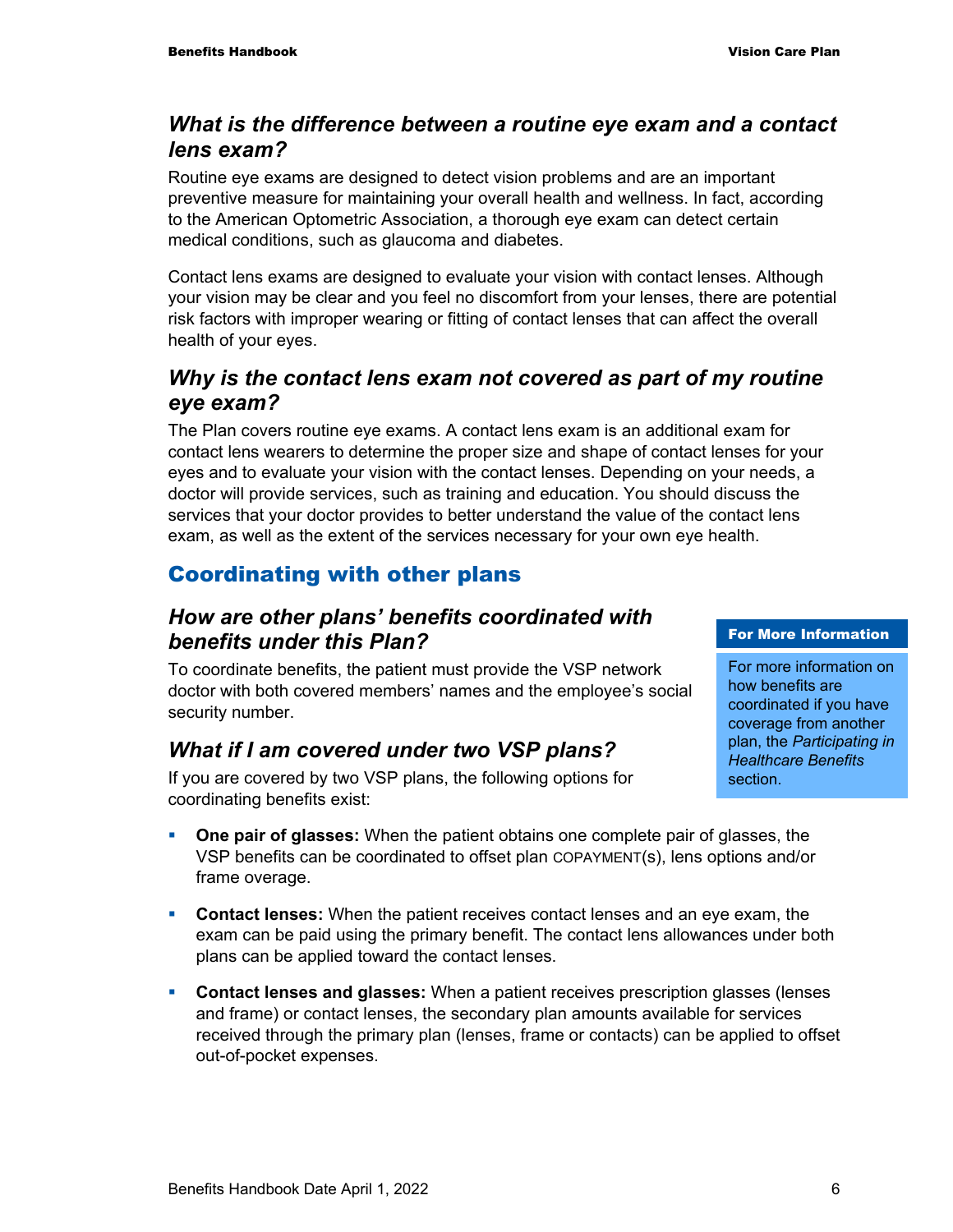### *What is the difference between a routine eye exam and a contact lens exam?*

Routine eye exams are designed to detect vision problems and are an important preventive measure for maintaining your overall health and wellness. In fact, according to the American Optometric Association, a thorough eye exam can detect certain medical conditions, such as glaucoma and diabetes.

Contact lens exams are designed to evaluate your vision with contact lenses. Although your vision may be clear and you feel no discomfort from your lenses, there are potential risk factors with improper wearing or fitting of contact lenses that can affect the overall health of your eyes.

### *Why is the contact lens exam not covered as part of my routine eye exam?*

The Plan covers routine eye exams. A contact lens exam is an additional exam for contact lens wearers to determine the proper size and shape of contact lenses for your eyes and to evaluate your vision with the contact lenses. Depending on your needs, a doctor will provide services, such as training and education. You should discuss the services that your doctor provides to better understand the value of the contact lens exam, as well as the extent of the services necessary for your own eye health.

## Coordinating with other plans

### *How are other plans' benefits coordinated with benefits under this Plan?*

To coordinate benefits, the patient must provide the VSP network doctor with both covered members' names and the employee's social security number.

**For More Information**

For more information on how benefits are coordinated if you have coverage from another plan, the *Participating in Healthcare Benefits* section.

### *What if I am covered under two VSP plans?*

If you are covered by two VSP plans, the following options for coordinating benefits exist:

- **One pair of glasses:** When the patient obtains one complete pair of glasses, the VSP benefits can be coordinated to offset plan COPAYMENT(s), lens options and/or frame overage.
- **Contact lenses:** When the patient receives contact lenses and an eye exam, the exam can be paid using the primary benefit. The contact lens allowances under both plans can be applied toward the contact lenses.
- **Contact lenses and glasses:** When a patient receives prescription glasses (lenses and frame) or contact lenses, the secondary plan amounts available for services received through the primary plan (lenses, frame or contacts) can be applied to offset out-of-pocket expenses.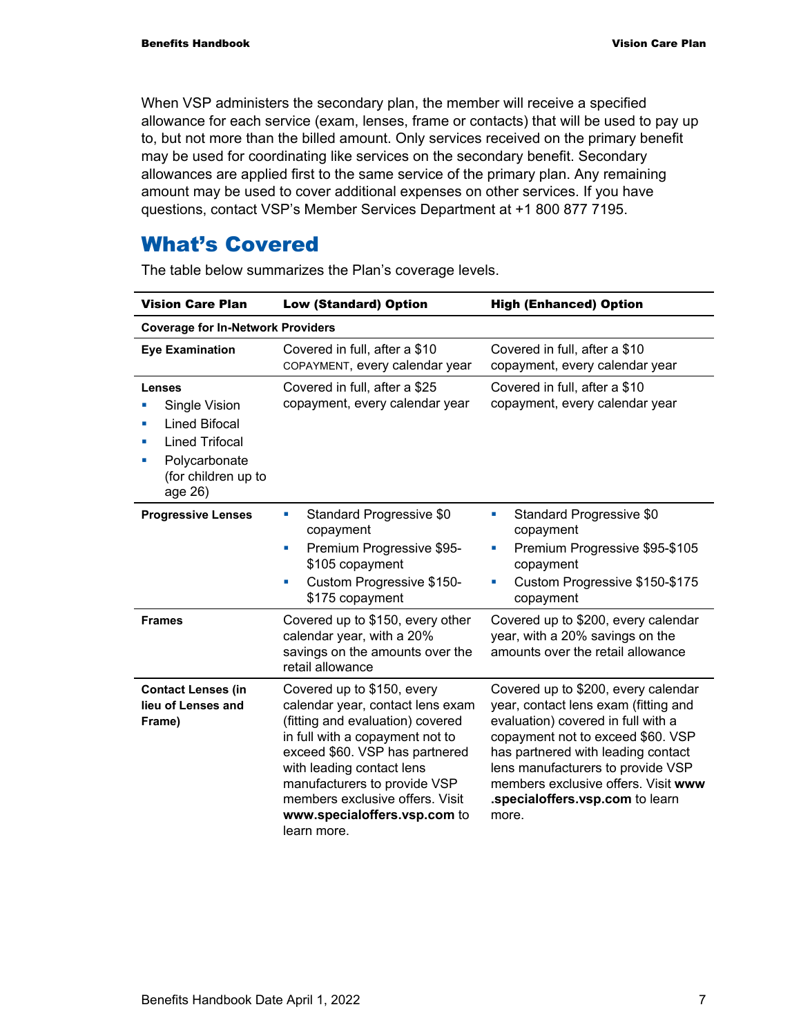When VSP administers the secondary plan, the member will receive a specified allowance for each service (exam, lenses, frame or contacts) that will be used to pay up to, but not more than the billed amount. Only services received on the primary benefit may be used for coordinating like services on the secondary benefit. Secondary allowances are applied first to the same service of the primary plan. Any remaining amount may be used to cover additional expenses on other services. If you have questions, contact VSP's Member Services Department at +1 800 877 7195.

## What's Covered

The table below summarizes the Plan's coverage levels.

| Vision Care Plan | Low (Standard) Option | High (Enhanced) Option |
|---|---|---|
| **Coverage for In-Network Providers** | | |
| **Eye Examination** | Covered in full, after a $10 COPAYMENT, every calendar year | Covered in full, after a $10 copayment, every calendar year |
| **Lenses**<br>▪ Single Vision<br>▪ Lined Bifocal<br>▪ Lined Trifocal<br>▪ Polycarbonate (for children up to age 26) | Covered in full, after a $25 copayment, every calendar year | Covered in full, after a $10 copayment, every calendar year |
| **Progressive Lenses** | ▪ Standard Progressive $0 copayment<br>▪ Premium Progressive $95-$105 copayment<br>▪ Custom Progressive $150-$175 copayment | ▪ Standard Progressive $0 copayment<br>▪ Premium Progressive $95-$105 copayment<br>▪ Custom Progressive $150-$175 copayment |
| **Frames** | Covered up to $150, every other calendar year, with a 20% savings on the amounts over the retail allowance | Covered up to $200, every calendar year, with a 20% savings on the amounts over the retail allowance |
| **Contact Lenses (in lieu of Lenses and Frame)** | Covered up to $150, every calendar year, contact lens exam (fitting and evaluation) covered in full with a copayment not to exceed $60. VSP has partnered with leading contact lens manufacturers to provide VSP members exclusive offers. Visit **www.specialoffers.vsp.com** to learn more. | Covered up to $200, every calendar year, contact lens exam (fitting and evaluation) covered in full with a copayment not to exceed $60. VSP has partnered with leading contact lens manufacturers to provide VSP members exclusive offers. Visit **www.specialoffers.vsp.com** to learn more. |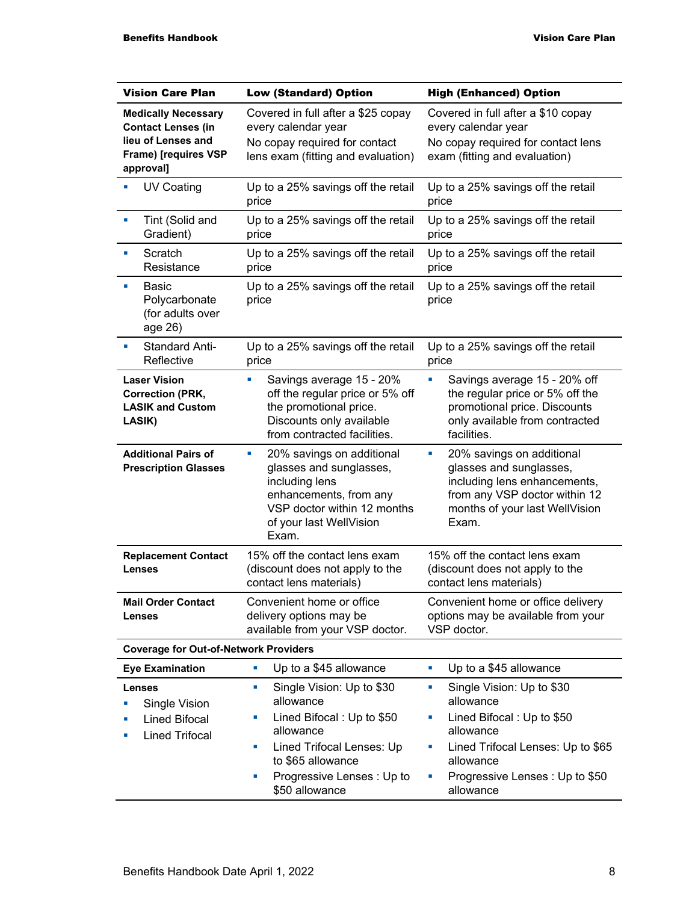| Vision Care Plan | Low (Standard) Option | High (Enhanced) Option |
|---|---|---|
| **Medically Necessary Contact Lenses (in lieu of Lenses and Frame) [requires VSP approval]** | Covered in full after a $25 copay every calendar year<br>No copay required for contact lens exam (fitting and evaluation) | Covered in full after a $10 copay every calendar year<br>No copay required for contact lens exam (fitting and evaluation) |
| ▪ UV Coating | Up to a 25% savings off the retail price | Up to a 25% savings off the retail price |
| ▪ Tint (Solid and Gradient) | Up to a 25% savings off the retail price | Up to a 25% savings off the retail price |
| ▪ Scratch Resistance | Up to a 25% savings off the retail price | Up to a 25% savings off the retail price |
| ▪ Basic Polycarbonate (for adults over age 26) | Up to a 25% savings off the retail price | Up to a 25% savings off the retail price |
| ▪ Standard Anti-Reflective | Up to a 25% savings off the retail price | Up to a 25% savings off the retail price |
| **Laser Vision Correction (PRK, LASIK and Custom LASIK)** | ▪ Savings average 15 - 20% off the regular price or 5% off the promotional price. Discounts only available from contracted facilities. | ▪ Savings average 15 - 20% off the regular price or 5% off the promotional price. Discounts only available from contracted facilities. |
| **Additional Pairs of Prescription Glasses** | ▪ 20% savings on additional glasses and sunglasses, including lens enhancements, from any VSP doctor within 12 months of your last WellVision Exam. | ▪ 20% savings on additional glasses and sunglasses, including lens enhancements, from any VSP doctor within 12 months of your last WellVision Exam. |
| **Replacement Contact Lenses** | 15% off the contact lens exam (discount does not apply to the contact lens materials) | 15% off the contact lens exam (discount does not apply to the contact lens materials) |
| **Mail Order Contact Lenses** | Convenient home or office delivery options may be available from your VSP doctor. | Convenient home or office delivery options may be available from your VSP doctor. |
| **Coverage for Out-of-Network Providers** | | |
| **Eye Examination** | ▪ Up to a $45 allowance | ▪ Up to a $45 allowance |
| **Lenses**<br>▪ Single Vision<br>▪ Lined Bifocal<br>▪ Lined Trifocal | ▪ Single Vision: Up to $30 allowance<br>▪ Lined Bifocal : Up to $50 allowance<br>▪ Lined Trifocal Lenses: Up to $65 allowance<br>▪ Progressive Lenses : Up to $50 allowance | ▪ Single Vision: Up to $30 allowance<br>▪ Lined Bifocal : Up to $50 allowance<br>▪ Lined Trifocal Lenses: Up to $65 allowance<br>▪ Progressive Lenses : Up to $50 allowance |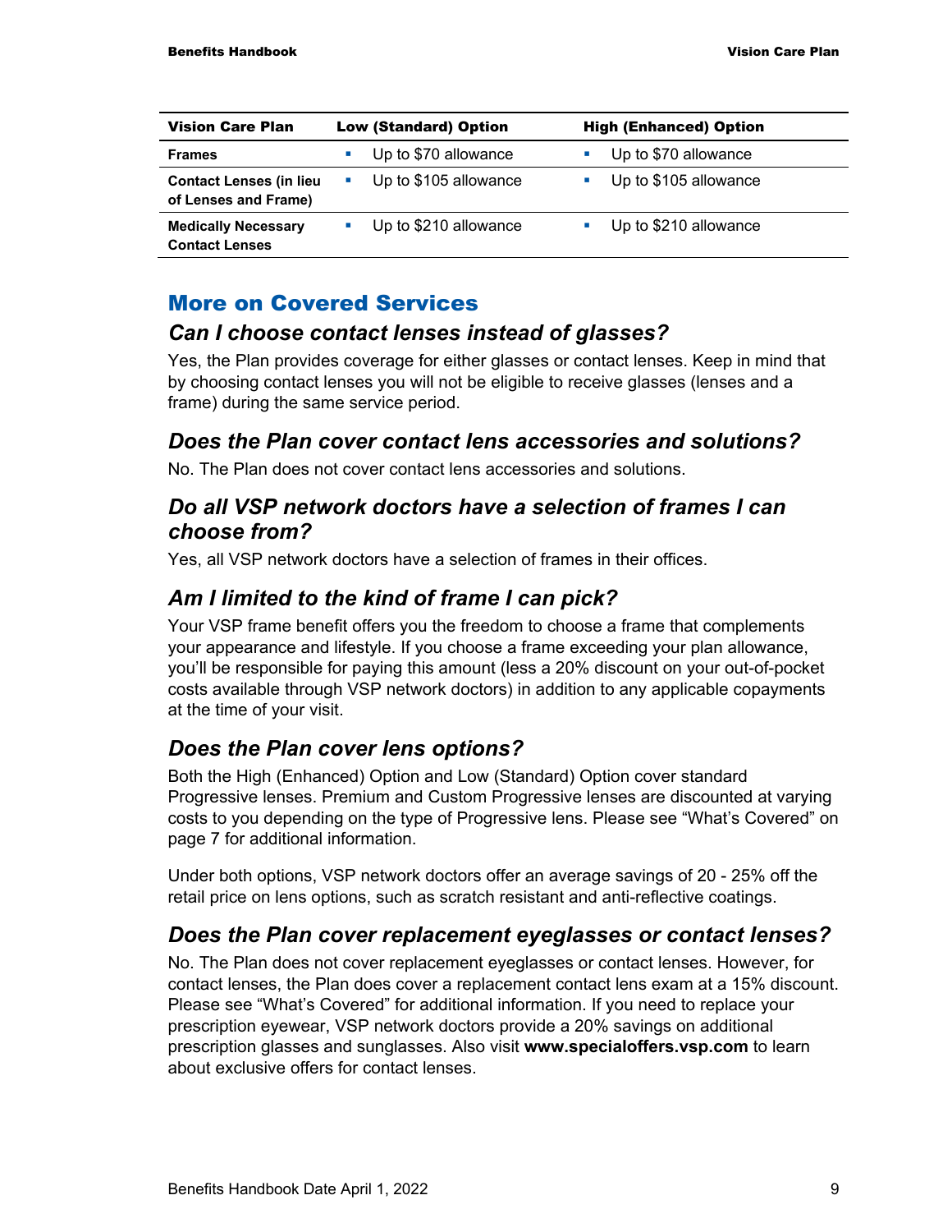| Vision Care Plan | Low (Standard) Option | High (Enhanced) Option |
|---|---|---|
| **Frames** | ▪ Up to $70 allowance | ▪ Up to $70 allowance |
| **Contact Lenses (in lieu of Lenses and Frame)** | ▪ Up to $105 allowance | ▪ Up to $105 allowance |
| **Medically Necessary Contact Lenses** | ▪ Up to $210 allowance | ▪ Up to $210 allowance |

## More on Covered Services

### *Can I choose contact lenses instead of glasses?*

Yes, the Plan provides coverage for either glasses or contact lenses. Keep in mind that by choosing contact lenses you will not be eligible to receive glasses (lenses and a frame) during the same service period.

### *Does the Plan cover contact lens accessories and solutions?*

No. The Plan does not cover contact lens accessories and solutions.

### *Do all VSP network doctors have a selection of frames I can choose from?*

Yes, all VSP network doctors have a selection of frames in their offices.

### *Am I limited to the kind of frame I can pick?*

Your VSP frame benefit offers you the freedom to choose a frame that complements your appearance and lifestyle. If you choose a frame exceeding your plan allowance, you'll be responsible for paying this amount (less a 20% discount on your out-of-pocket costs available through VSP network doctors) in addition to any applicable copayments at the time of your visit.

### *Does the Plan cover lens options?*

Both the High (Enhanced) Option and Low (Standard) Option cover standard Progressive lenses. Premium and Custom Progressive lenses are discounted at varying costs to you depending on the type of Progressive lens. Please see "What's Covered" on page 7 for additional information.

Under both options, VSP network doctors offer an average savings of 20 - 25% off the retail price on lens options, such as scratch resistant and anti-reflective coatings.

### *Does the Plan cover replacement eyeglasses or contact lenses?*

No. The Plan does not cover replacement eyeglasses or contact lenses. However, for contact lenses, the Plan does cover a replacement contact lens exam at a 15% discount. Please see "What's Covered" for additional information. If you need to replace your prescription eyewear, VSP network doctors provide a 20% savings on additional prescription glasses and sunglasses. Also visit **www.specialoffers.vsp.com** to learn about exclusive offers for contact lenses.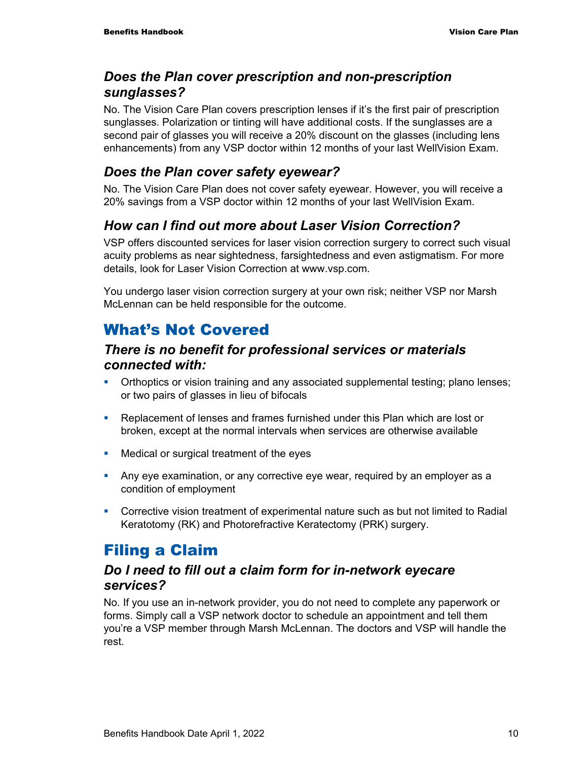### *Does the Plan cover prescription and non-prescription sunglasses?*

No. The Vision Care Plan covers prescription lenses if it's the first pair of prescription sunglasses. Polarization or tinting will have additional costs. If the sunglasses are a second pair of glasses you will receive a 20% discount on the glasses (including lens enhancements) from any VSP doctor within 12 months of your last WellVision Exam.

### *Does the Plan cover safety eyewear?*

No. The Vision Care Plan does not cover safety eyewear. However, you will receive a 20% savings from a VSP doctor within 12 months of your last WellVision Exam.

### *How can I find out more about Laser Vision Correction?*

VSP offers discounted services for laser vision correction surgery to correct such visual acuity problems as near sightedness, farsightedness and even astigmatism. For more details, look for Laser Vision Correction at www.vsp.com.

You undergo laser vision correction surgery at your own risk; neither VSP nor Marsh McLennan can be held responsible for the outcome.

## What's Not Covered

### *There is no benefit for professional services or materials connected with:*

- Orthoptics or vision training and any associated supplemental testing; plano lenses; or two pairs of glasses in lieu of bifocals
- Replacement of lenses and frames furnished under this Plan which are lost or broken, except at the normal intervals when services are otherwise available
- Medical or surgical treatment of the eyes
- Any eye examination, or any corrective eye wear, required by an employer as a condition of employment
- Corrective vision treatment of experimental nature such as but not limited to Radial Keratotomy (RK) and Photorefractive Keratectomy (PRK) surgery.

## Filing a Claim

### *Do I need to fill out a claim form for in-network eyecare services?*

No. If you use an in-network provider, you do not need to complete any paperwork or forms. Simply call a VSP network doctor to schedule an appointment and tell them you're a VSP member through Marsh McLennan. The doctors and VSP will handle the rest.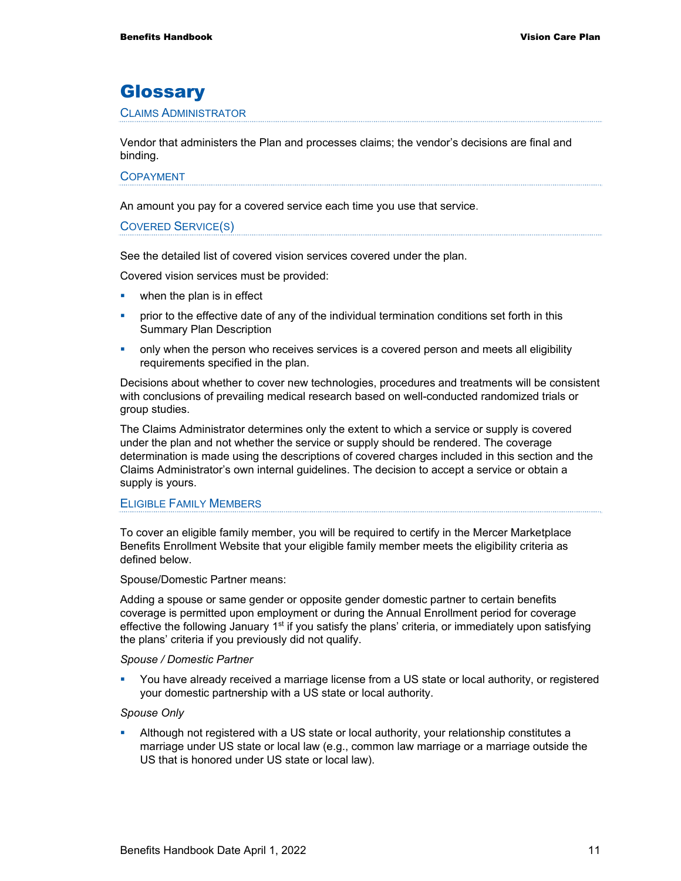# Glossary

## Claims Administrator

Vendor that administers the Plan and processes claims; the vendor's decisions are final and binding.

## Copayment

An amount you pay for a covered service each time you use that service.

## Covered Service(s)

See the detailed list of covered vision services covered under the plan.

Covered vision services must be provided:

- when the plan is in effect
- prior to the effective date of any of the individual termination conditions set forth in this Summary Plan Description
- only when the person who receives services is a covered person and meets all eligibility requirements specified in the plan.

Decisions about whether to cover new technologies, procedures and treatments will be consistent with conclusions of prevailing medical research based on well-conducted randomized trials or group studies.

The Claims Administrator determines only the extent to which a service or supply is covered under the plan and not whether the service or supply should be rendered. The coverage determination is made using the descriptions of covered charges included in this section and the Claims Administrator's own internal guidelines. The decision to accept a service or obtain a supply is yours.

## Eligible Family Members

To cover an eligible family member, you will be required to certify in the Mercer Marketplace Benefits Enrollment Website that your eligible family member meets the eligibility criteria as defined below.

Spouse/Domestic Partner means:

Adding a spouse or same gender or opposite gender domestic partner to certain benefits coverage is permitted upon employment or during the Annual Enrollment period for coverage effective the following January 1st if you satisfy the plans' criteria, or immediately upon satisfying the plans' criteria if you previously did not qualify.

*Spouse / Domestic Partner*

- You have already received a marriage license from a US state or local authority, or registered your domestic partnership with a US state or local authority.

*Spouse Only*

- Although not registered with a US state or local authority, your relationship constitutes a marriage under US state or local law (e.g., common law marriage or a marriage outside the US that is honored under US state or local law).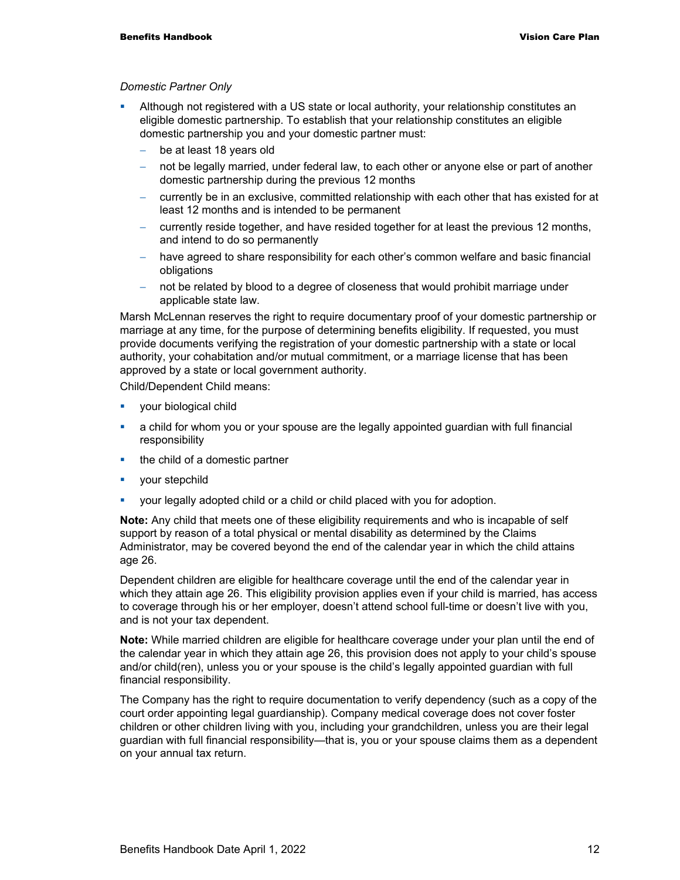*Domestic Partner Only*

- Although not registered with a US state or local authority, your relationship constitutes an eligible domestic partnership. To establish that your relationship constitutes an eligible domestic partnership you and your domestic partner must:
  - be at least 18 years old
  - not be legally married, under federal law, to each other or anyone else or part of another domestic partnership during the previous 12 months
  - currently be in an exclusive, committed relationship with each other that has existed for at least 12 months and is intended to be permanent
  - currently reside together, and have resided together for at least the previous 12 months, and intend to do so permanently
  - have agreed to share responsibility for each other's common welfare and basic financial obligations
  - not be related by blood to a degree of closeness that would prohibit marriage under applicable state law.

Marsh McLennan reserves the right to require documentary proof of your domestic partnership or marriage at any time, for the purpose of determining benefits eligibility. If requested, you must provide documents verifying the registration of your domestic partnership with a state or local authority, your cohabitation and/or mutual commitment, or a marriage license that has been approved by a state or local government authority.

Child/Dependent Child means:

- your biological child
- a child for whom you or your spouse are the legally appointed guardian with full financial responsibility
- the child of a domestic partner
- your stepchild
- your legally adopted child or a child or child placed with you for adoption.

**Note:** Any child that meets one of these eligibility requirements and who is incapable of self support by reason of a total physical or mental disability as determined by the Claims Administrator, may be covered beyond the end of the calendar year in which the child attains age 26.

Dependent children are eligible for healthcare coverage until the end of the calendar year in which they attain age 26. This eligibility provision applies even if your child is married, has access to coverage through his or her employer, doesn't attend school full-time or doesn't live with you, and is not your tax dependent.

**Note:** While married children are eligible for healthcare coverage under your plan until the end of the calendar year in which they attain age 26, this provision does not apply to your child's spouse and/or child(ren), unless you or your spouse is the child's legally appointed guardian with full financial responsibility.

The Company has the right to require documentation to verify dependency (such as a copy of the court order appointing legal guardianship). Company medical coverage does not cover foster children or other children living with you, including your grandchildren, unless you are their legal guardian with full financial responsibility—that is, you or your spouse claims them as a dependent on your annual tax return.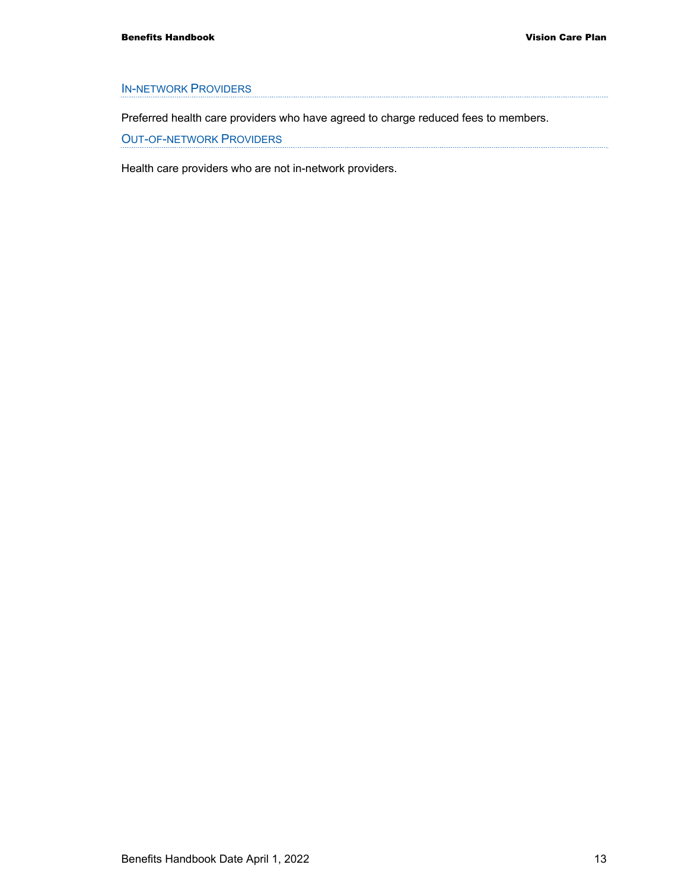### In-network Providers

Preferred health care providers who have agreed to charge reduced fees to members.

### Out-of-network Providers

Health care providers who are not in-network providers.